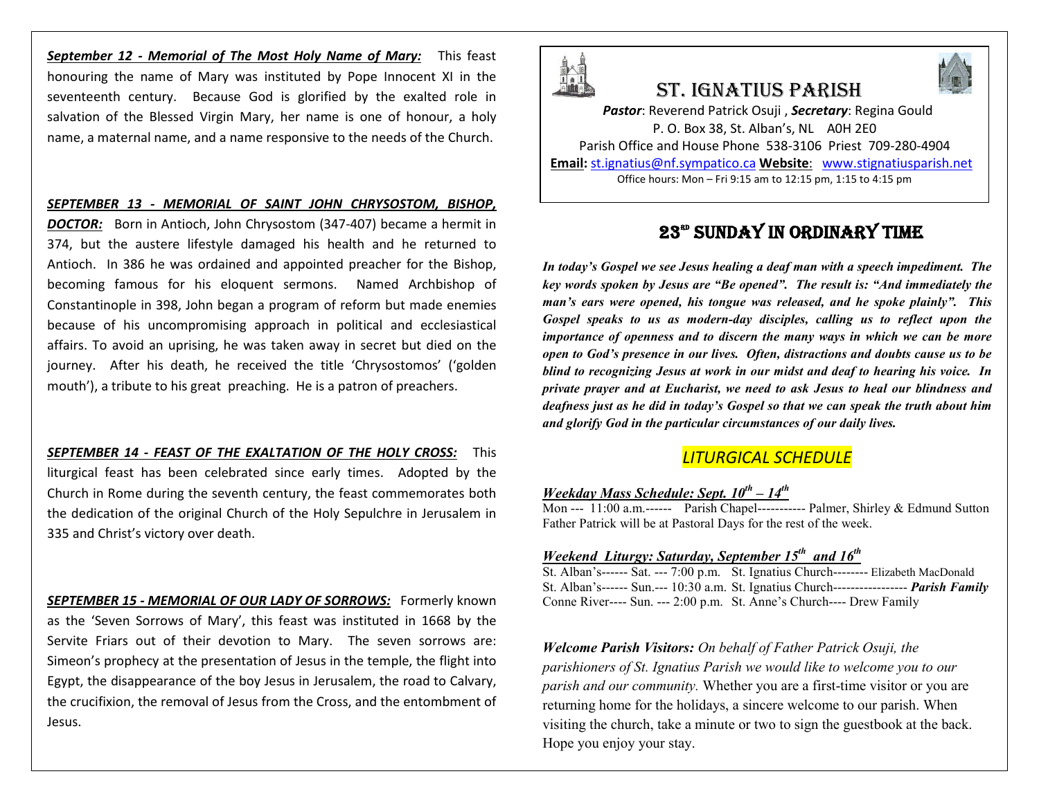***September 12 - Memorial of The Most Holy Name of Mary:*** This feast honouring the name of Mary was instituted by Pope Innocent XI in the seventeenth century. Because God is glorified by the exalted role in salvation of the Blessed Virgin Mary, her name is one of honour, a holy name, a maternal name, and a name responsive to the needs of the Church.

***SEPTEMBER 13 - MEMORIAL OF SAINT JOHN CHRYSOSTOM, BISHOP, DOCTOR:*** Born in Antioch, John Chrysostom (347-407) became a hermit in 374, but the austere lifestyle damaged his health and he returned to Antioch. In 386 he was ordained and appointed preacher for the Bishop, becoming famous for his eloquent sermons. Named Archbishop of Constantinople in 398, John began a program of reform but made enemies because of his uncompromising approach in political and ecclesiastical affairs. To avoid an uprising, he was taken away in secret but died on the journey. After his death, he received the title 'Chrysostomos' ('golden mouth'), a tribute to his great preaching. He is a patron of preachers.

***SEPTEMBER 14 - FEAST OF THE EXALTATION OF THE HOLY CROSS:*** This liturgical feast has been celebrated since early times. Adopted by the Church in Rome during the seventh century, the feast commemorates both the dedication of the original Church of the Holy Sepulchre in Jerusalem in 335 and Christ's victory over death.

***SEPTEMBER 15 - MEMORIAL OF OUR LADY OF SORROWS:*** Formerly known as the 'Seven Sorrows of Mary', this feast was instituted in 1668 by the Servite Friars out of their devotion to Mary. The seven sorrows are: Simeon's prophecy at the presentation of Jesus in the temple, the flight into Egypt, the disappearance of the boy Jesus in Jerusalem, the road to Calvary, the crucifixion, the removal of Jesus from the Cross, and the entombment of Jesus.

# ST. IGNATIUS PARISH

***Pastor***: Reverend Patrick Osuji , ***Secretary***: Regina Gould
P. O. Box 38, St. Alban's, NL A0H 2E0
Parish Office and House Phone 538-3106 Priest 709-280-4904
**Email:** st.ignatius@nf.sympatico.ca **Website**: www.stignatiusparish.net
Office hours: Mon – Fri 9:15 am to 12:15 pm, 1:15 to 4:15 pm

## 23RD SUNDAY IN ORDINARY TIME

***In today's Gospel we see Jesus healing a deaf man with a speech impediment. The key words spoken by Jesus are "Be opened". The result is: "And immediately the man's ears were opened, his tongue was released, and he spoke plainly". This Gospel speaks to us as modern-day disciples, calling us to reflect upon the importance of openness and to discern the many ways in which we can be more open to God's presence in our lives. Often, distractions and doubts cause us to be blind to recognizing Jesus at work in our midst and deaf to hearing his voice. In private prayer and at Eucharist, we need to ask Jesus to heal our blindness and deafness just as he did in today's Gospel so that we can speak the truth about him and glorify God in the particular circumstances of our daily lives.***

## *LITURGICAL SCHEDULE*

***Weekday Mass Schedule: Sept. 10th – 14th***

Mon --- 11:00 a.m.------ Parish Chapel----------- Palmer, Shirley & Edmund Sutton
Father Patrick will be at Pastoral Days for the rest of the week.

***Weekend Liturgy: Saturday, September 15th and 16th***

St. Alban's------ Sat. --- 7:00 p.m. St. Ignatius Church-------- Elizabeth MacDonald
St. Alban's------ Sun.--- 10:30 a.m. St. Ignatius Church----------------- ***Parish Family***
Conne River---- Sun. --- 2:00 p.m. St. Anne's Church---- Drew Family

***Welcome Parish Visitors:*** *On behalf of Father Patrick Osuji, the parishioners of St. Ignatius Parish we would like to welcome you to our parish and our community.* Whether you are a first-time visitor or you are returning home for the holidays, a sincere welcome to our parish. When visiting the church, take a minute or two to sign the guestbook at the back. Hope you enjoy your stay.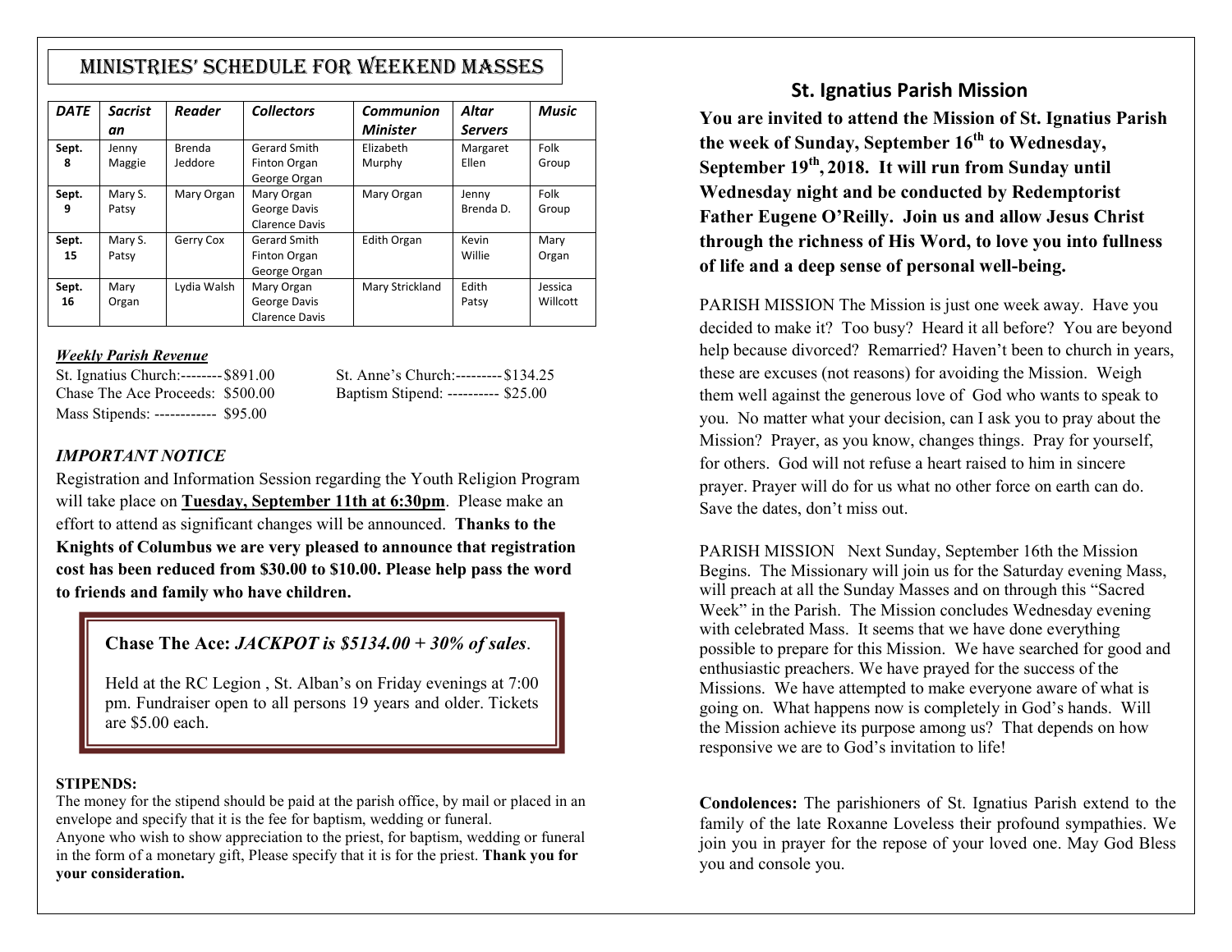# MINISTRIES' SCHEDULE FOR WEEKEND MASSES

| *DATE* | *Sacristan* | *Reader* | *Collectors* | *Communion Minister* | *Altar Servers* | *Music* |
|---|---|---|---|---|---|---|
| **Sept. 8** | Jenny Maggie | Brenda Jeddore | Gerard Smith Finton Organ George Organ | Elizabeth Murphy | Margaret Ellen | Folk Group |
| **Sept. 9** | Mary S. Patsy | Mary Organ | Mary Organ George Davis Clarence Davis | Mary Organ | Jenny Brenda D. | Folk Group |
| **Sept. 15** | Mary S. Patsy | Gerry Cox | Gerard Smith Finton Organ George Organ | Edith Organ | Kevin Willie | Mary Organ |
| **Sept. 16** | Mary Organ | Lydia Walsh | Mary Organ George Davis Clarence Davis | Mary Strickland | Edith Patsy | Jessica Willcott |

***Weekly Parish Revenue***

St. Ignatius Church:-------- $891.00
Chase The Ace Proceeds: $500.00
Mass Stipends: ------------ $95.00
St. Anne's Church:--------- $134.25
Baptism Stipend: ---------- $25.00

## *IMPORTANT NOTICE*

Registration and Information Session regarding the Youth Religion Program will take place on **Tuesday, September 11th at 6:30pm**. Please make an effort to attend as significant changes will be announced. **Thanks to the Knights of Columbus we are very pleased to announce that registration cost has been reduced from $30.00 to $10.00. Please help pass the word to friends and family who have children.**

**Chase The Ace:** ***JACKPOT is $5134.00 + 30% of sales***.

Held at the RC Legion , St. Alban's on Friday evenings at 7:00 pm. Fundraiser open to all persons 19 years and older. Tickets are $5.00 each.

**STIPENDS:**

The money for the stipend should be paid at the parish office, by mail or placed in an envelope and specify that it is the fee for baptism, wedding or funeral.
Anyone who wish to show appreciation to the priest, for baptism, wedding or funeral in the form of a monetary gift, Please specify that it is for the priest. **Thank you for your consideration.**

## St. Ignatius Parish Mission

**You are invited to attend the Mission of St. Ignatius Parish the week of Sunday, September 16th to Wednesday, September 19th, 2018. It will run from Sunday until Wednesday night and be conducted by Redemptorist Father Eugene O'Reilly. Join us and allow Jesus Christ through the richness of His Word, to love you into fullness of life and a deep sense of personal well-being.**

PARISH MISSION The Mission is just one week away. Have you decided to make it? Too busy? Heard it all before? You are beyond help because divorced? Remarried? Haven't been to church in years, these are excuses (not reasons) for avoiding the Mission. Weigh them well against the generous love of God who wants to speak to you. No matter what your decision, can I ask you to pray about the Mission? Prayer, as you know, changes things. Pray for yourself, for others. God will not refuse a heart raised to him in sincere prayer. Prayer will do for us what no other force on earth can do. Save the dates, don't miss out.

PARISH MISSION Next Sunday, September 16th the Mission Begins. The Missionary will join us for the Saturday evening Mass, will preach at all the Sunday Masses and on through this "Sacred Week" in the Parish. The Mission concludes Wednesday evening with celebrated Mass. It seems that we have done everything possible to prepare for this Mission. We have searched for good and enthusiastic preachers. We have prayed for the success of the Missions. We have attempted to make everyone aware of what is going on. What happens now is completely in God's hands. Will the Mission achieve its purpose among us? That depends on how responsive we are to God's invitation to life!

**Condolences:** The parishioners of St. Ignatius Parish extend to the family of the late Roxanne Loveless their profound sympathies. We join you in prayer for the repose of your loved one. May God Bless you and console you.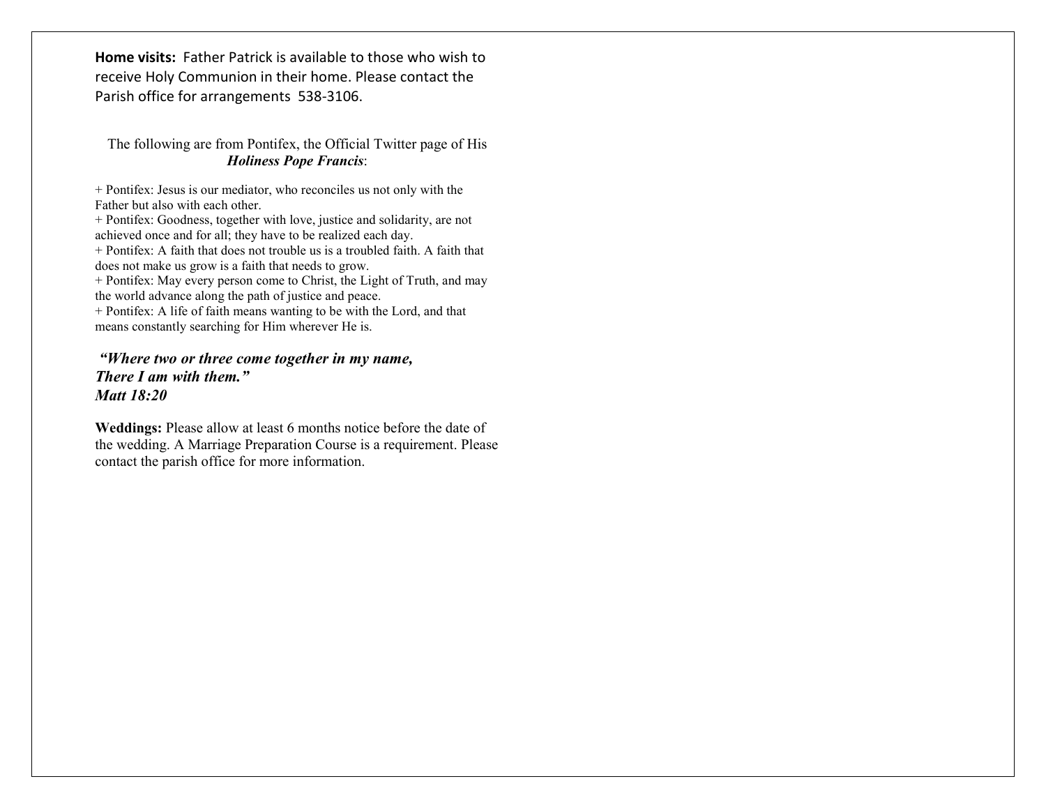**Home visits:** Father Patrick is available to those who wish to receive Holy Communion in their home. Please contact the Parish office for arrangements 538-3106.

The following are from Pontifex, the Official Twitter page of His ***Holiness Pope Francis***:

+ Pontifex: Jesus is our mediator, who reconciles us not only with the Father but also with each other.
+ Pontifex: Goodness, together with love, justice and solidarity, are not achieved once and for all; they have to be realized each day.
+ Pontifex: A faith that does not trouble us is a troubled faith. A faith that does not make us grow is a faith that needs to grow.
+ Pontifex: May every person come to Christ, the Light of Truth, and may the world advance along the path of justice and peace.
+ Pontifex: A life of faith means wanting to be with the Lord, and that means constantly searching for Him wherever He is.

***"Where two or three come together in my name,***
***There I am with them."***
***Matt 18:20***

**Weddings:** Please allow at least 6 months notice before the date of the wedding. A Marriage Preparation Course is a requirement. Please contact the parish office for more information.